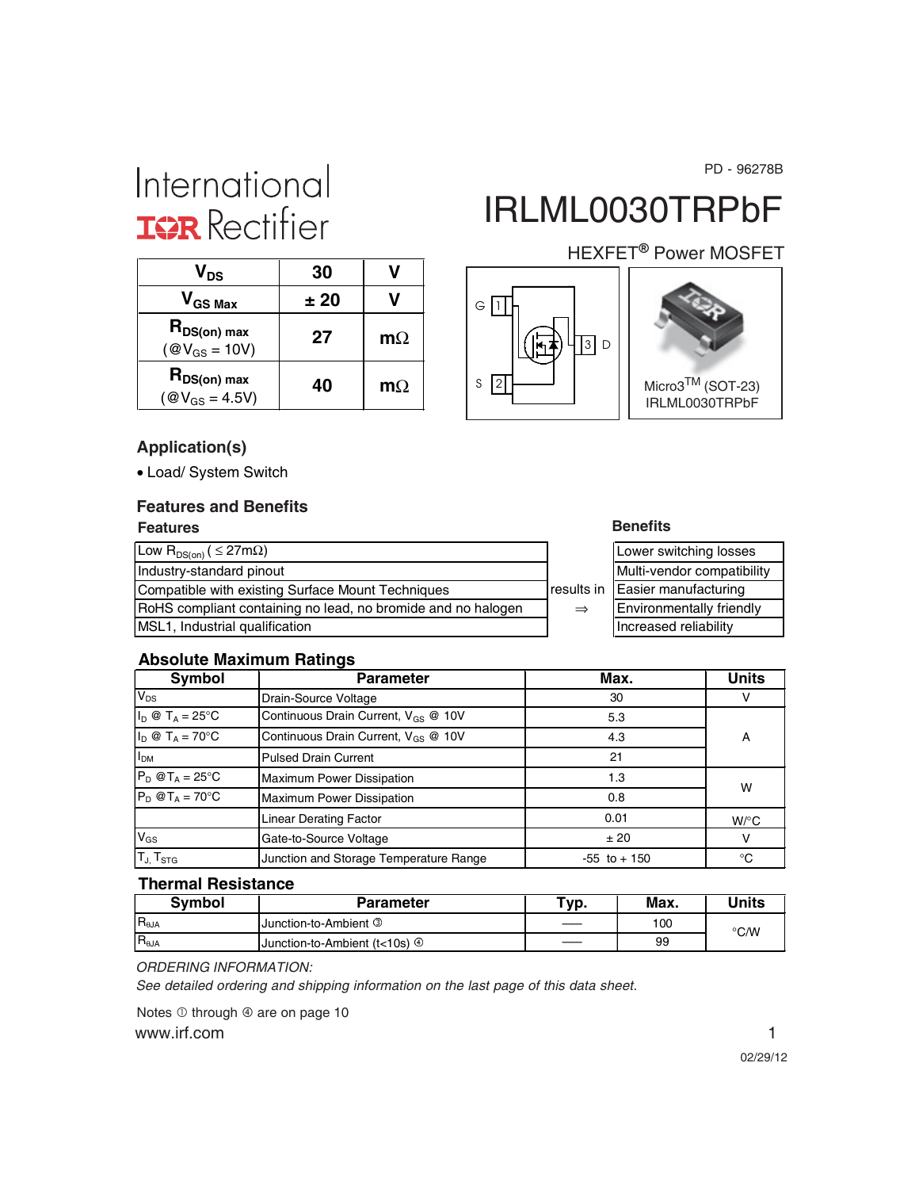PD - 96278B

International
IOR Rectifier

# IRLML0030TRPbF

HEXFET® Power MOSFET

| | | |
|---|---|---|
| $V_{DS}$ | 30 | V |
| $V_{GS\ Max}$ | ± 20 | V |
| $R_{DS(on)\ max}$ (@$V_{GS}$ = 10V) | 27 | mΩ |
| $R_{DS(on)\ max}$ (@$V_{GS}$ = 4.5V) | 40 | mΩ |

G 1, S 2, 3 D

Micro3™ (SOT-23)
IRLML0030TRPbF

## Application(s)

- Load/ System Switch

## Features and Benefits

| Features | | Benefits |
|---|---|---|
| Low $R_{DS(on)}$ ( ≤ 27mΩ) | | Lower switching losses |
| Industry-standard pinout | | Multi-vendor compatibility |
| Compatible with existing Surface Mount Techniques | results in | Easier manufacturing |
| RoHS compliant containing no lead, no bromide and no halogen | ⇒ | Environmentally friendly |
| MSL1, Industrial qualification | | Increased reliability |

## Absolute Maximum Ratings

| Symbol | Parameter | Max. | Units |
|---|---|---|---|
| $V_{DS}$ | Drain-Source Voltage | 30 | V |
| $I_D$ @ $T_A$ = 25°C | Continuous Drain Current, $V_{GS}$ @ 10V | 5.3 | A |
| $I_D$ @ $T_A$ = 70°C | Continuous Drain Current, $V_{GS}$ @ 10V | 4.3 | |
| $I_{DM}$ | Pulsed Drain Current | 21 | |
| $P_D$ @$T_A$ = 25°C | Maximum Power Dissipation | 1.3 | W |
| $P_D$ @$T_A$ = 70°C | Maximum Power Dissipation | 0.8 | |
| | Linear Derating Factor | 0.01 | W/°C |
| $V_{GS}$ | Gate-to-Source Voltage | ± 20 | V |
| $T_J$, $T_{STG}$ | Junction and Storage Temperature Range | -55 to + 150 | °C |

## Thermal Resistance

| Symbol | Parameter | Typ. | Max. | Units |
|---|---|---|---|---|
| $R_{\theta JA}$ | Junction-to-Ambient ③ | —— | 100 | °C/W |
| $R_{\theta JA}$ | Junction-to-Ambient (t<10s) ④ | —— | 99 | |

*ORDERING INFORMATION:*
*See detailed ordering and shipping information on the last page of this data sheet.*

Notes ① through ④ are on page 10

www.irf.com

02/29/12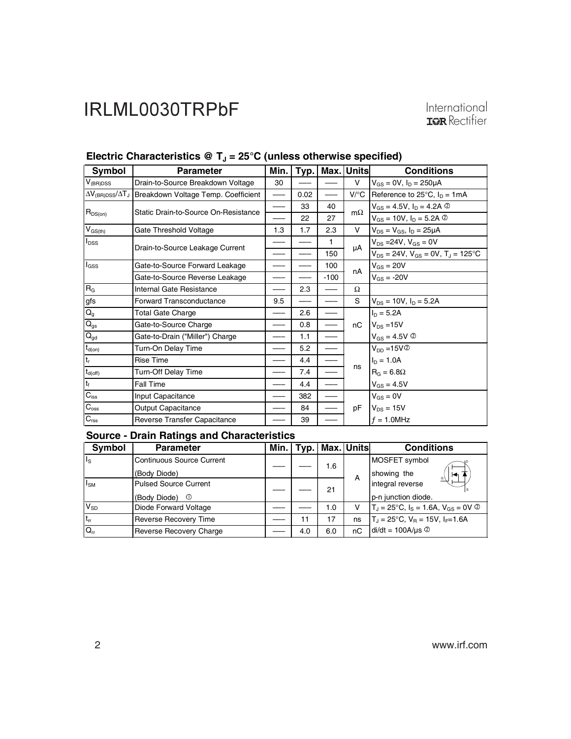## Electric Characteristics @ $T_J$ = 25°C (unless otherwise specified)

| Symbol | Parameter | Min. | Typ. | Max. | Units | Conditions |
|---|---|---|---|---|---|---|
| $V_{(BR)DSS}$ | Drain-to-Source Breakdown Voltage | 30 | — | — | V | $V_{GS}$ = 0V, $I_D$ = 250μA |
| $\Delta V_{(BR)DSS}/\Delta T_J$ | Breakdown Voltage Temp. Coefficient | — | 0.02 | — | V/°C | Reference to 25°C, $I_D$ = 1mA |
| $R_{DS(on)}$ | Static Drain-to-Source On-Resistance | — | 33 | 40 | mΩ | $V_{GS}$ = 4.5V, $I_D$ = 4.2A ② |
| | | — | 22 | 27 | | $V_{GS}$ = 10V, $I_D$ = 5.2A ② |
| $V_{GS(th)}$ | Gate Threshold Voltage | 1.3 | 1.7 | 2.3 | V | $V_{DS}$ = $V_{GS}$, $I_D$ = 25μA |
| $I_{DSS}$ | Drain-to-Source Leakage Current | — | — | 1 | μA | $V_{DS}$ =24V, $V_{GS}$ = 0V |
| | | — | — | 150 | | $V_{DS}$ = 24V, $V_{GS}$ = 0V, $T_J$ = 125°C |
| $I_{GSS}$ | Gate-to-Source Forward Leakage | — | — | 100 | nA | $V_{GS}$ = 20V |
| | Gate-to-Source Reverse Leakage | — | — | -100 | | $V_{GS}$ = -20V |
| $R_G$ | Internal Gate Resistance | — | 2.3 | — | Ω | |
| gfs | Forward Transconductance | 9.5 | — | — | S | $V_{DS}$ = 10V, $I_D$ = 5.2A |
| $Q_g$ | Total Gate Charge | — | 2.6 | — | nC | $I_D$ = 5.2A |
| $Q_{gs}$ | Gate-to-Source Charge | — | 0.8 | — | | $V_{DS}$ =15V |
| $Q_{gd}$ | Gate-to-Drain ("Miller") Charge | — | 1.1 | — | | $V_{GS}$ = 4.5V ② |
| $t_{d(on)}$ | Turn-On Delay Time | — | 5.2 | — | ns | $V_{DD}$ =15V② |
| $t_r$ | Rise Time | — | 4.4 | — | | $I_D$ = 1.0A |
| $t_{d(off)}$ | Turn-Off Delay Time | — | 7.4 | — | | $R_G$ = 6.8Ω |
| $t_f$ | Fall Time | — | 4.4 | — | | $V_{GS}$ = 4.5V |
| $C_{iss}$ | Input Capacitance | — | 382 | — | pF | $V_{GS}$ = 0V |
| $C_{oss}$ | Output Capacitance | — | 84 | — | | $V_{DS}$ = 15V |
| $C_{rss}$ | Reverse Transfer Capacitance | — | 39 | — | | $f$ = 1.0MHz |

## Source - Drain Ratings and Characteristics

| Symbol | Parameter | Min. | Typ. | Max. | Units | Conditions |
|---|---|---|---|---|---|---|
| $I_S$ | Continuous Source Current (Body Diode) | — | — | 1.6 | A | MOSFET symbol showing the |
| $I_{SM}$ | Pulsed Source Current (Body Diode) ① | — | — | 21 | | integral reverse p-n junction diode. |
| $V_{SD}$ | Diode Forward Voltage | — | — | 1.0 | V | $T_J$ = 25°C, $I_S$ = 1.6A, $V_{GS}$ = 0V ② |
| $t_{rr}$ | Reverse Recovery Time | — | 11 | 17 | ns | $T_J$ = 25°C, $V_R$ = 15V, $I_F$=1.6A |
| $Q_{rr}$ | Reverse Recovery Charge | — | 4.0 | 6.0 | nC | di/dt = 100A/μs ② |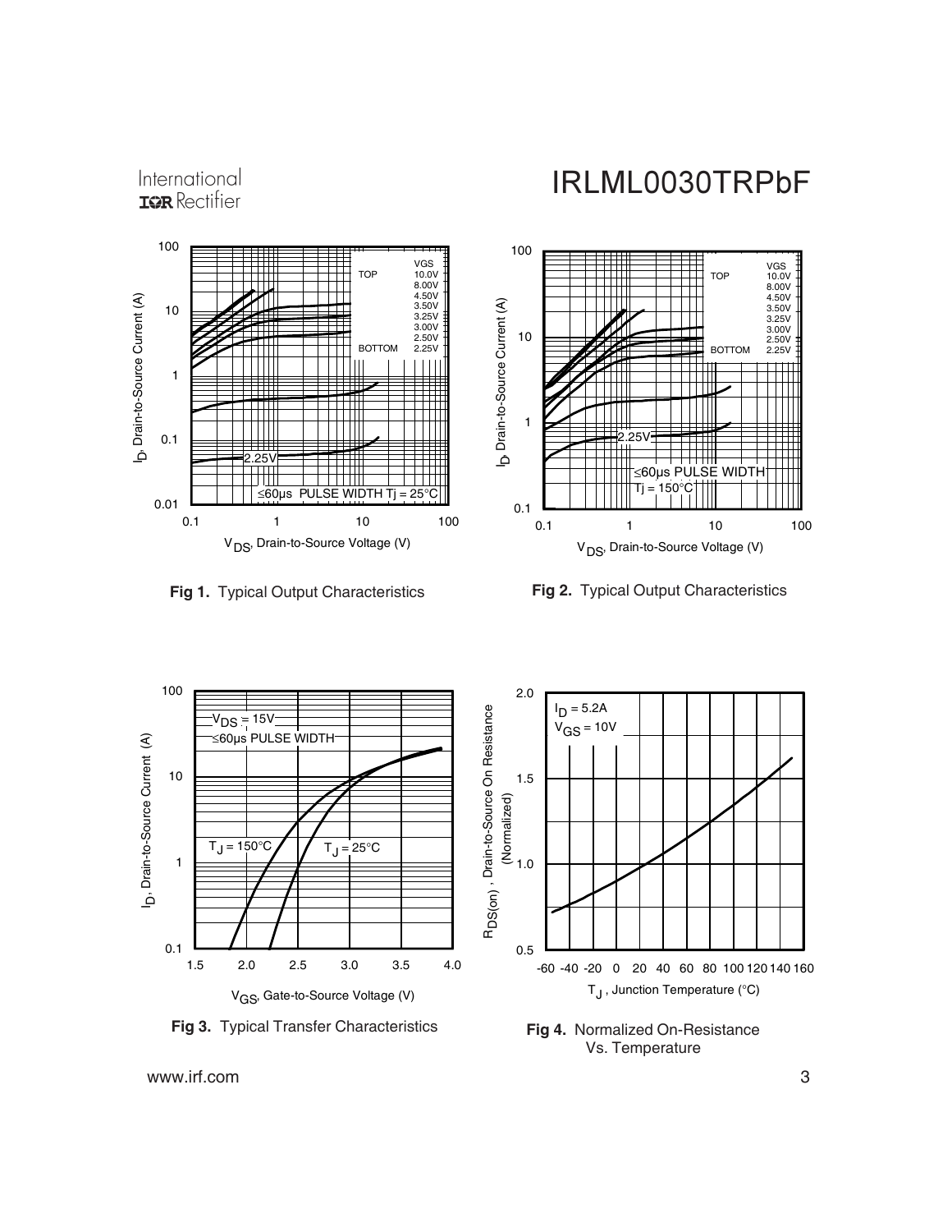Fig 1. Typical Output Characteristics

Fig 2. Typical Output Characteristics

Fig 3. Typical Transfer Characteristics

Fig 4. Normalized On-Resistance Vs. Temperature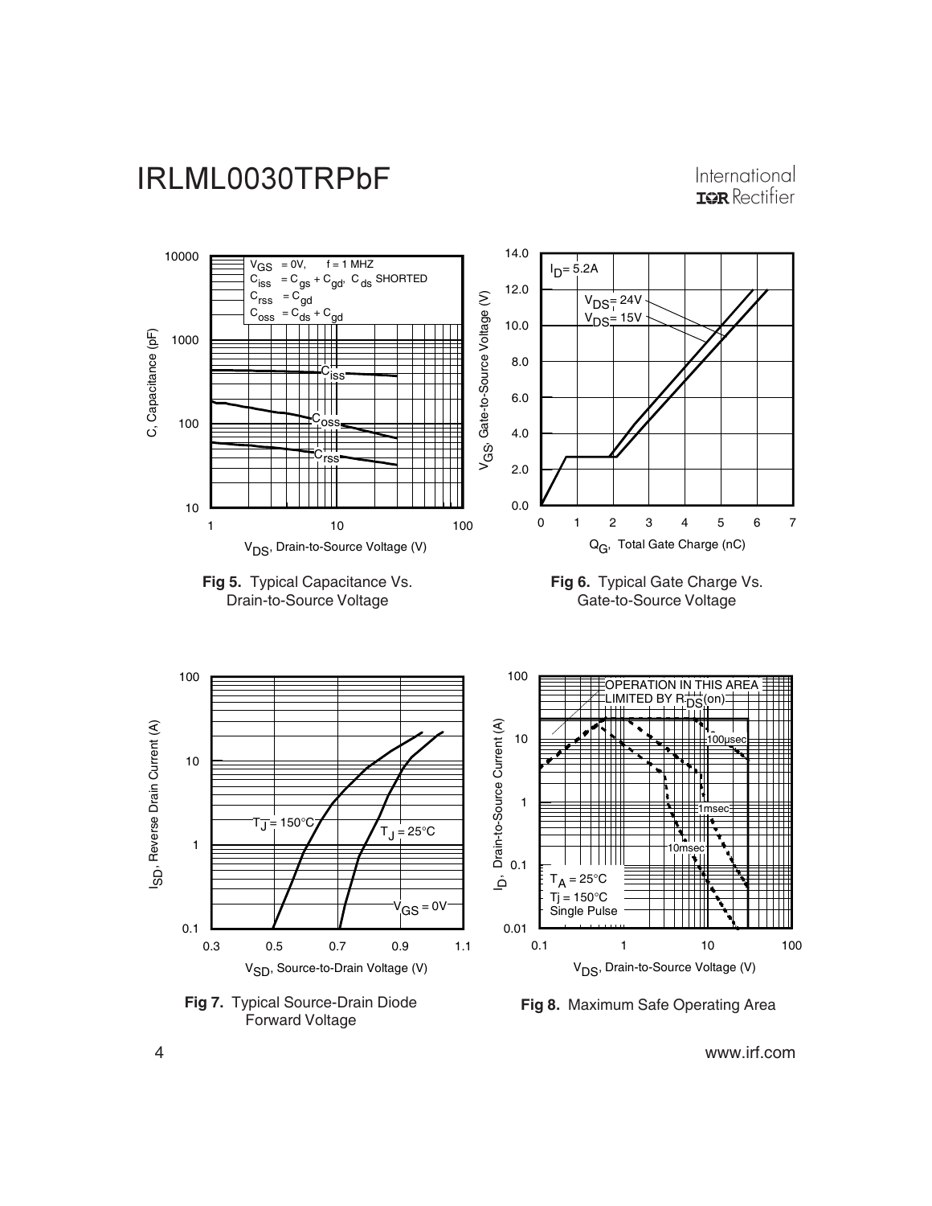**Fig 5.** Typical Capacitance Vs. Drain-to-Source Voltage

**Fig 6.** Typical Gate Charge Vs. Gate-to-Source Voltage

**Fig 7.** Typical Source-Drain Diode Forward Voltage

**Fig 8.** Maximum Safe Operating Area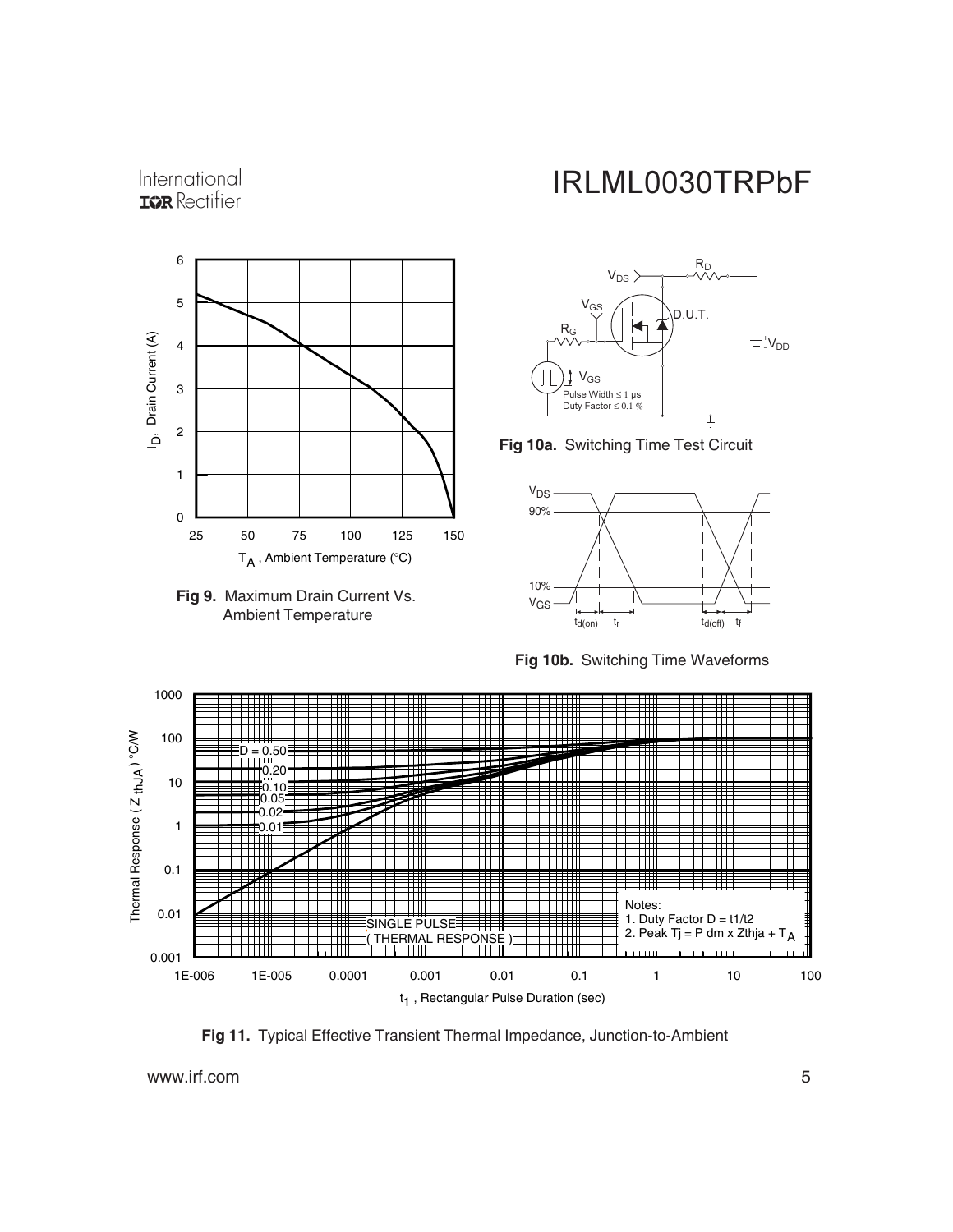Fig 9. Maximum Drain Current Vs. Ambient Temperature

Fig 10a. Switching Time Test Circuit

Fig 10b. Switching Time Waveforms

Notes:
1. Duty Factor D = t1/t2
2. Peak Tj = P dm x Zthja + $T_A$

Fig 11. Typical Effective Transient Thermal Impedance, Junction-to-Ambient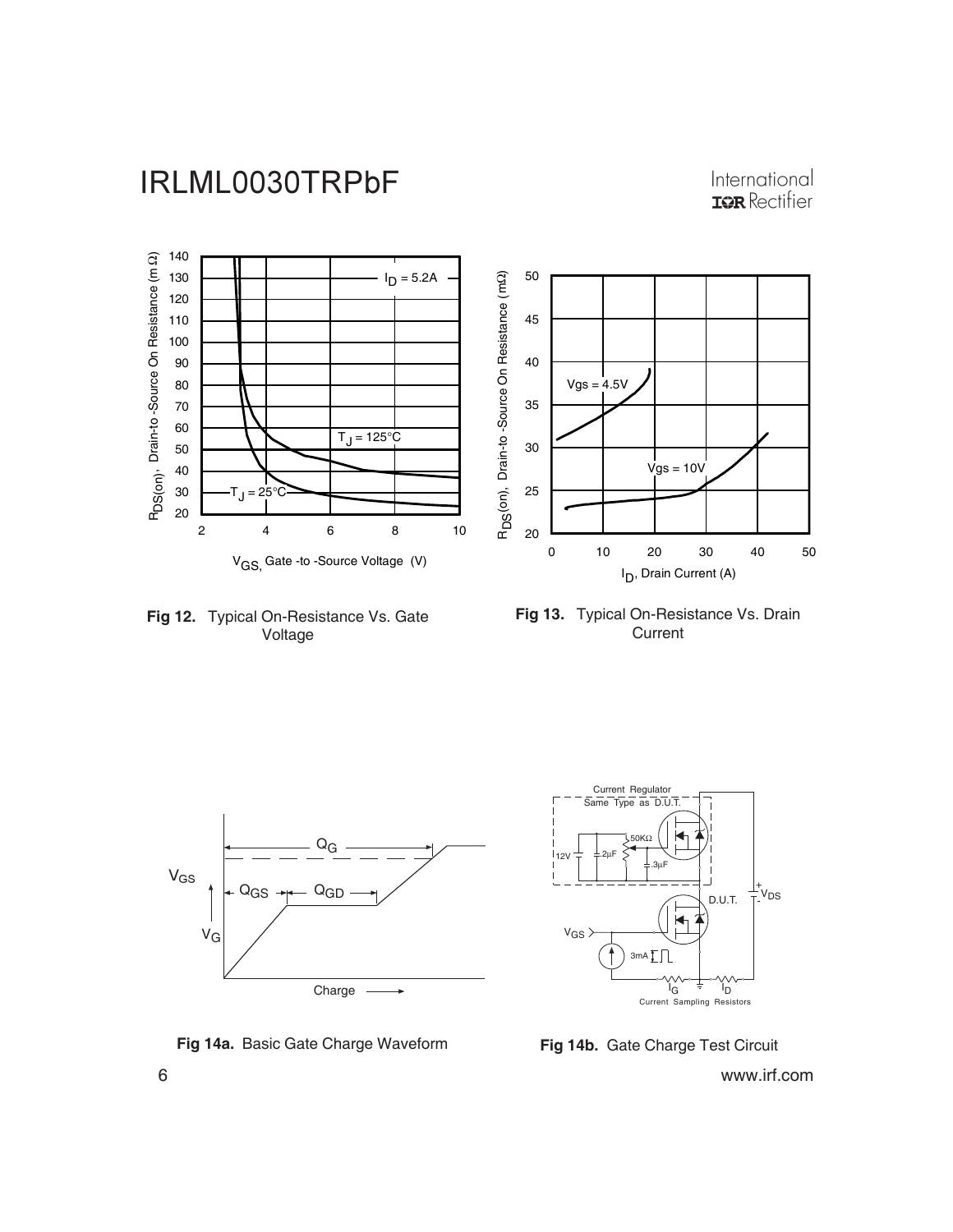**Fig 12.** Typical On-Resistance Vs. Gate Voltage

**Fig 13.** Typical On-Resistance Vs. Drain Current

**Fig 14a.** Basic Gate Charge Waveform

**Fig 14b.** Gate Charge Test Circuit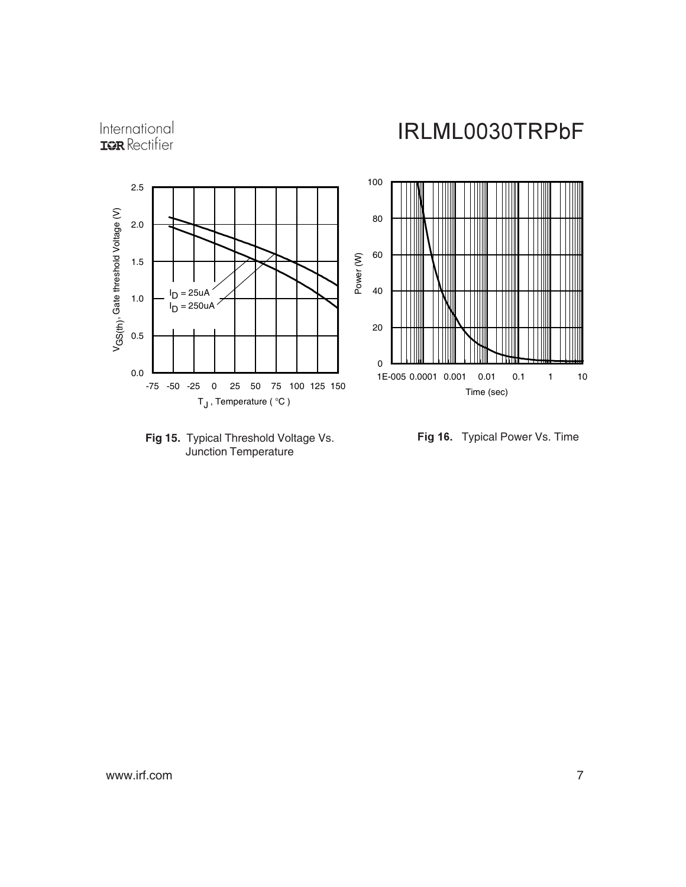**Fig 15.** Typical Threshold Voltage Vs. Junction Temperature

**Fig 16.** Typical Power Vs. Time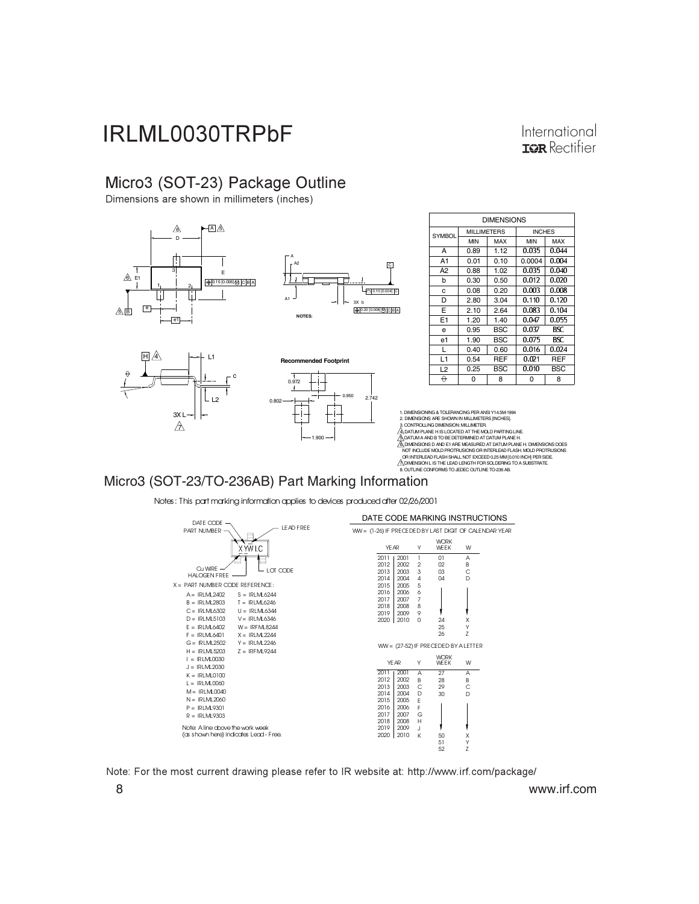## Micro3 (SOT-23) Package Outline

Dimensions are shown in millimeters (inches)

| SYMBOL | MILLIMETERS | | INCHES | |
|---|---|---|---|---|
| | MIN | MAX | MIN | MAX |
| A | 0.89 | 1.12 | 0.035 | 0.044 |
| A1 | 0.01 | 0.10 | 0.0004 | 0.004 |
| A2 | 0.88 | 1.02 | 0.035 | 0.040 |
| b | 0.30 | 0.50 | 0.012 | 0.020 |
| c | 0.08 | 0.20 | 0.003 | 0.008 |
| D | 2.80 | 3.04 | 0.110 | 0.120 |
| E | 2.10 | 2.64 | 0.083 | 0.104 |
| E1 | 1.20 | 1.40 | 0.047 | 0.055 |
| e | 0.95 | BSC | 0.037 | BSC |
| e1 | 1.90 | BSC | 0.075 | BSC |
| L | 0.40 | 0.60 | 0.016 | 0.024 |
| L1 | 0.54 | REF | 0.021 | REF |
| L2 | 0.25 | BSC | 0.010 | BSC |
| θ | 0 | 8 | 0 | 8 |

Recommended Footprint: 0.972, 0.950, 2.742, 0.802, 1.900

NOTES:

1. DIMENSIONING & TOLERANCING PER ANSI Y14.5M-1994
2. DIMENSIONS ARE SHOWN IN MILLIMETERS [INCHES].
3. CONTROLLING DIMENSION: MILLIMETER.
4. DATUM PLANE H IS LOCATED AT THE MOLD PARTING LINE.
5. DATUM A AND B TO BE DETERMINED AT DATUM PLANE H.
6. DIMENSIONS D AND E1 ARE MEASURED AT DATUM PLANE H. DIMENSIONS DOES NOT INCLUDE MOLD PROTRUSIONS OR INTERLEAD FLASH. MOLD PROTRUSIONS OR INTERLEAD FLASH SHALL NOT EXCEED 0.25 MM [0.010 INCH] PER SIDE.
7. DIMENSION L IS THE LEAD LENGTH FOR SOLDERING TO A SUBSTRATE.
8. OUTLINE CONFORMS TO JEDEC OUTLINE TO-236 AB.

## Micro3 (SOT-23/TO-236AB) Part Marking Information

Notes: This part marking information applies to devices produced after 02/26/2001

DATE CODE, PART NUMBER, LEAD FREE, XYWLC, Cu WIRE, HALOGEN FREE, LOT CODE

X = PART NUMBER CODE REFERENCE:

| | |
|---|---|
| A = IRLML2402 | S = IRLML6244 |
| B = IRLML2803 | T = IRLML6246 |
| C = IRLML6302 | U = IRLML6344 |
| D = IRLML5103 | V = IRLML6346 |
| E = IRLML6402 | W = IRFML8244 |
| F = IRLML6401 | X = IRLML2244 |
| G = IRLML2502 | Y = IRLML2246 |
| H = IRLML5203 | Z = IRFML9244 |
| I = IRLML0030 | |
| J = IRLML2030 | |
| K = IRLML0100 | |
| L = IRLML0060 | |
| M = IRLML0040 | |
| N = IRLML2060 | |
| P = IRLML9301 | |
| R = IRLML9303 | |

Note: A line above the work week (as shown here) indicates Lead - Free.

### DATE CODE MARKING INSTRUCTIONS

WW = (1-26) IF PRECEDED BY LAST DIGIT OF CALENDAR YEAR

| YEAR | | Y | WORK WEEK | W |
|---|---|---|---|---|
| 2011 | 2001 | 1 | 01 | A |
| 2012 | 2002 | 2 | 02 | B |
| 2013 | 2003 | 3 | 03 | C |
| 2014 | 2004 | 4 | 04 | D |
| 2015 | 2005 | 5 | | |
| 2016 | 2006 | 6 | | |
| 2017 | 2007 | 7 | | |
| 2018 | 2008 | 8 | | |
| 2019 | 2009 | 9 | | |
| 2020 | 2010 | 0 | 24 | X |
| | | | 25 | Y |
| | | | 26 | Z |

WW = (27-52) IF PRECEDED BY A LETTER

| YEAR | | Y | WORK WEEK | W |
|---|---|---|---|---|
| 2011 | 2001 | A | 27 | A |
| 2012 | 2002 | B | 28 | B |
| 2013 | 2003 | C | 29 | C |
| 2014 | 2004 | D | 30 | D |
| 2015 | 2005 | E | | |
| 2016 | 2006 | F | | |
| 2017 | 2007 | G | | |
| 2018 | 2008 | H | | |
| 2019 | 2009 | J | | |
| 2020 | 2010 | K | 50 | X |
| | | | 51 | Y |
| | | | 52 | Z |

Note: For the most current drawing please refer to IR website at: http://www.irf.com/package/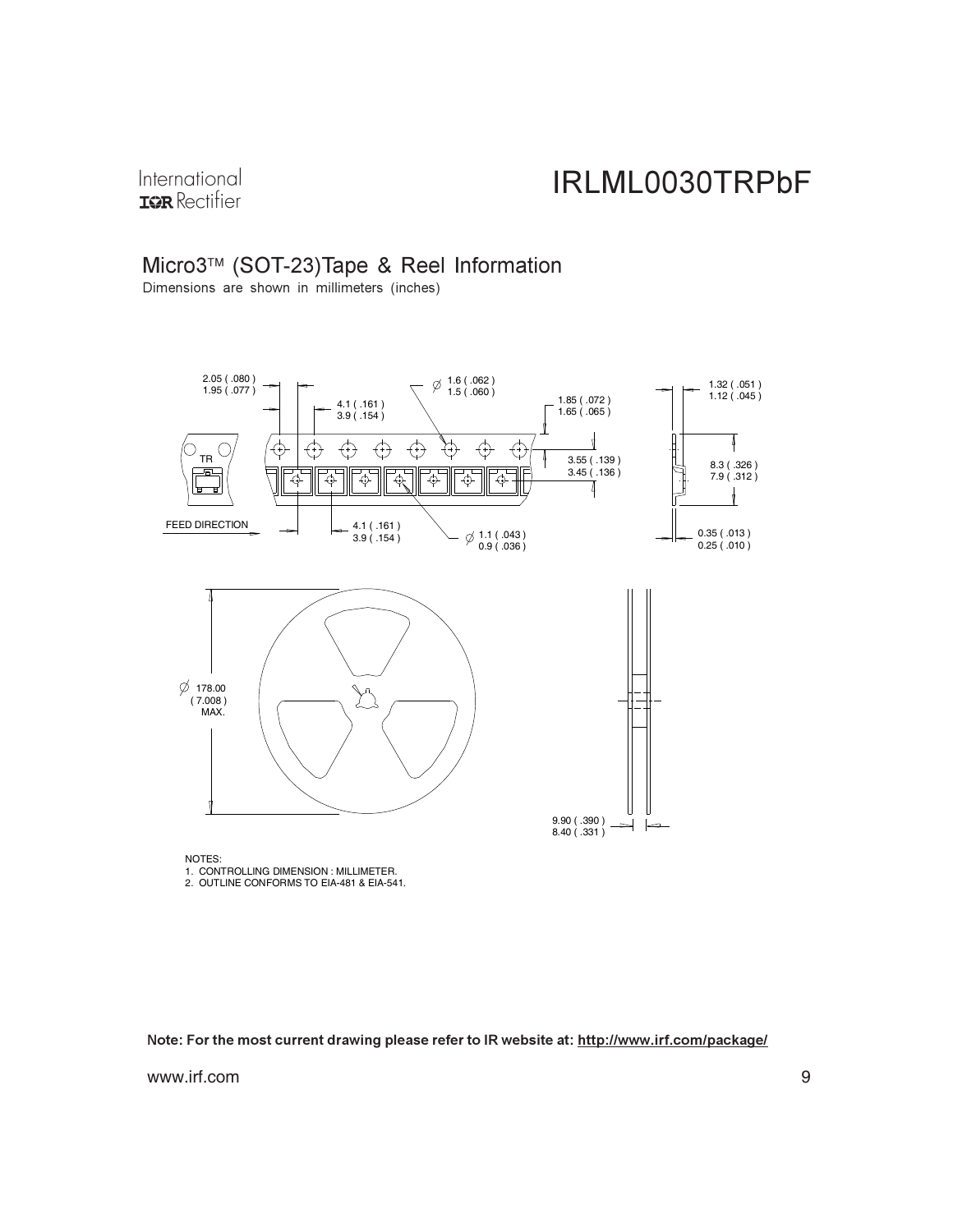## Micro3™ (SOT-23)Tape & Reel Information

Dimensions are shown in millimeters (inches)

2.05 ( .080 )
1.95 ( .077 )

4.1 ( .161 )
3.9 ( .154 )

Ø 1.6 ( .062 )
1.5 ( .060 )

1.85 ( .072 )
1.65 ( .065 )

1.32 ( .051 )
1.12 ( .045 )

TR

3.55 ( .139 )
3.45 ( .136 )

8.3 ( .326 )
7.9 ( .312 )

FEED DIRECTION

4.1 ( .161 )
3.9 ( .154 )

Ø 1.1 ( .043 )
0.9 ( .036 )

0.35 ( .013 )
0.25 ( .010 )

Ø 178.00
( 7.008 )
MAX.

9.90 ( .390 )
8.40 ( .331 )

NOTES:

1. CONTROLLING DIMENSION : MILLIMETER.
2. OUTLINE CONFORMS TO EIA-481 & EIA-541.

**Note: For the most current drawing please refer to IR website at: http://www.irf.com/package/**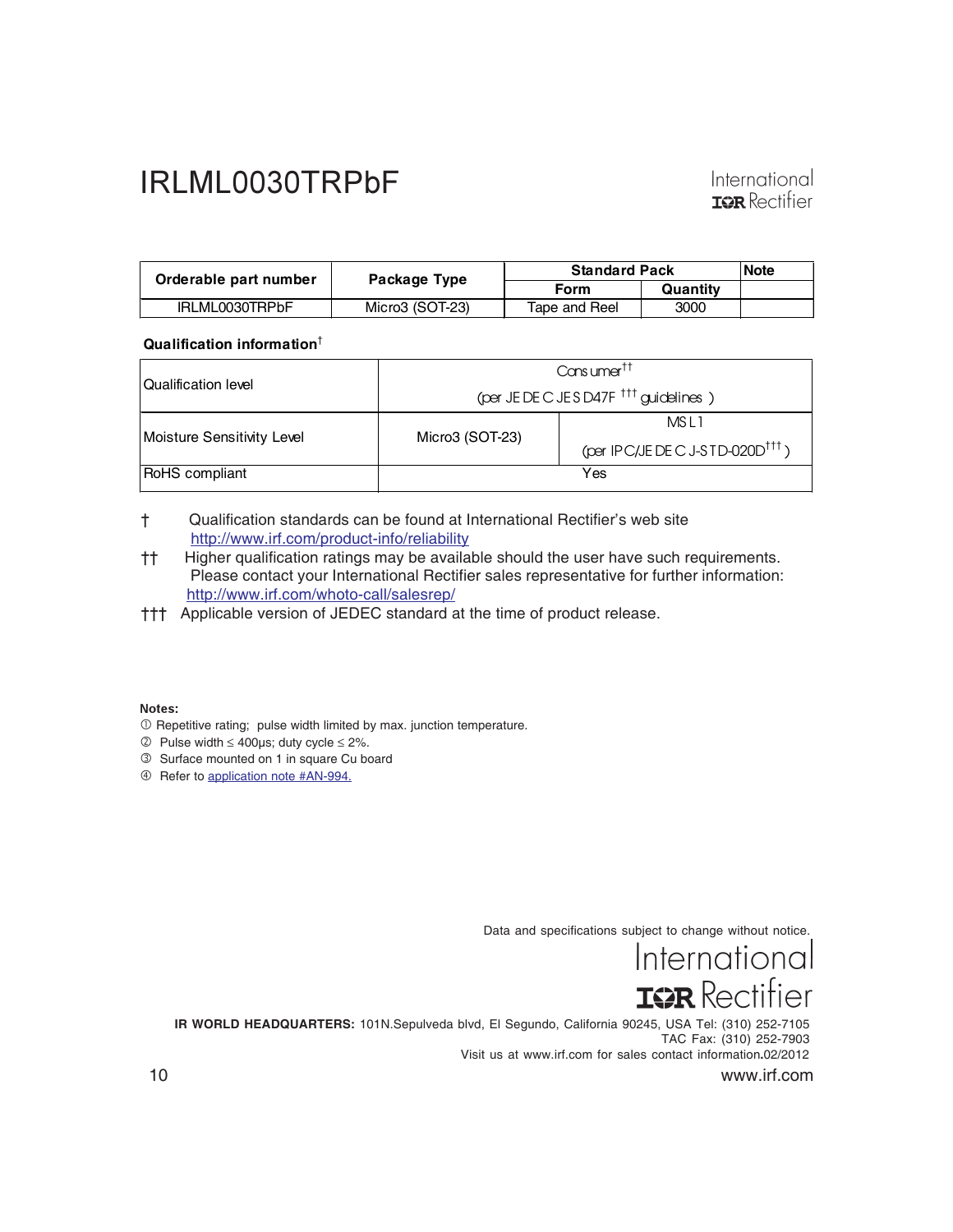| Orderable part number | Package Type | Standard Pack | | Note |
|---|---|---|---|---|
| | | Form | Quantity | |
| IRLML0030TRPbF | Micro3 (SOT-23) | Tape and Reel | 3000 | |

**Qualification information**[†]

| | | |
|---|---|---|
| Qualification level | Consumer[††] (per JEDEC JESD47F [†††] guidelines ) | |
| Moisture Sensitivity Level | Micro3 (SOT-23) | MSL1 (per IPC/JEDEC J-STD-020D[†††] ) |
| RoHS compliant | Yes | |

† Qualification standards can be found at International Rectifier's web site http://www.irf.com/product-info/reliability

†† Higher qualification ratings may be available should the user have such requirements. Please contact your International Rectifier sales representative for further information: http://www.irf.com/whoto-call/salesrep/

††† Applicable version of JEDEC standard at the time of product release.

**Notes:**

① Repetitive rating; pulse width limited by max. junction temperature.

② Pulse width ≤ 400µs; duty cycle ≤ 2%.

③ Surface mounted on 1 in square Cu board

④ Refer to application note #AN-994.

Data and specifications subject to change without notice.

International IOR Rectifier

**IR WORLD HEADQUARTERS:** 101N.Sepulveda blvd, El Segundo, California 90245, USA Tel: (310) 252-7105

TAC Fax: (310) 252-7903

Visit us at www.irf.com for sales contact information.02/2012